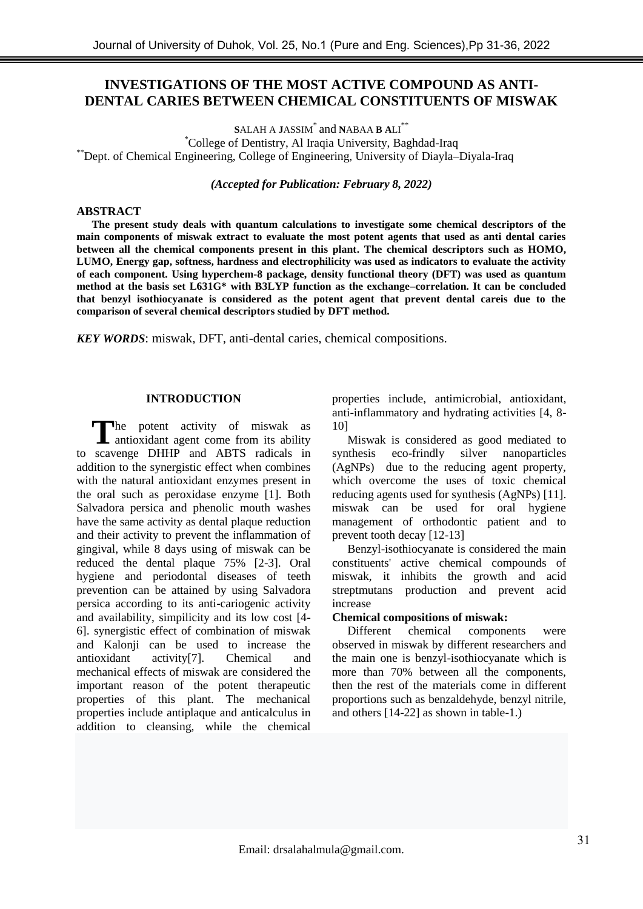# INVESTIGATIONS OF THE MOST ACTIVE COMPOUND AS ANTI-DENTAL CARIES BETWEEN CHEMICAL CONSTITUENTS OF MISWAK

SALAH A JASSIM* and NABAA B ALI**

*College of Dentistry, Al Iraqia University, Baghdad-Iraq

**Dept. of Chemical Engineering, College of Engineering, University of Diayla–Diyala-Iraq

*(Accepted for Publication: February 8, 2022)*

## ABSTRACT

**The present study deals with quantum calculations to investigate some chemical descriptors of the main components of miswak extract to evaluate the most potent agents that used as anti dental caries between all the chemical components present in this plant. The chemical descriptors such as HOMO, LUMO, Energy gap, softness, hardness and electrophilicity was used as indicators to evaluate the activity of each component. Using hyperchem-8 package, density functional theory (DFT) was used as quantum method at the basis set L631G* with B3LYP function as the exchange–correlation. It can be concluded that benzyl isothiocyanate is considered as the potent agent that prevent dental careis due to the comparison of several chemical descriptors studied by DFT method.**

***KEY WORDS***: miswak, DFT, anti-dental caries, chemical compositions.

## INTRODUCTION

The potent activity of miswak as antioxidant agent come from its ability to scavenge DHHP and ABTS radicals in addition to the synergistic effect when combines with the natural antioxidant enzymes present in the oral such as peroxidase enzyme [1]. Both Salvadora persica and phenolic mouth washes have the same activity as dental plaque reduction and their activity to prevent the inflammation of gingival, while 8 days using of miswak can be reduced the dental plaque 75% [2-3]. Oral hygiene and periodontal diseases of teeth prevention can be attained by using Salvadora persica according to its anti-cariogenic activity and availability, simpilicity and its low cost [4-6]. synergistic effect of combination of miswak and Kalonji can be used to increase the antioxidant activity[7]. Chemical and mechanical effects of miswak are considered the important reason of the potent therapeutic properties of this plant. The mechanical properties include antiplaque and anticalculus in addition to cleansing, while the chemical properties include, antimicrobial, antioxidant, anti-inflammatory and hydrating activities [4, 8-10]

Miswak is considered as good mediated to synthesis eco-frindly silver nanoparticles (AgNPs) due to the reducing agent property, which overcome the uses of toxic chemical reducing agents used for synthesis (AgNPs) [11]. miswak can be used for oral hygiene management of orthodontic patient and to prevent tooth decay [12-13]

Benzyl-isothiocyanate is considered the main constituents' active chemical compounds of miswak, it inhibits the growth and acid streptmutans production and prevent acid increase

### Chemical compositions of miswak:

Different chemical components were observed in miswak by different researchers and the main one is benzyl-isothiocyanate which is more than 70% between all the components, then the rest of the materials come in different proportions such as benzaldehyde, benzyl nitrile, and others [14-22] as shown in table-1.)

Email: drsalahalmula@gmail.com.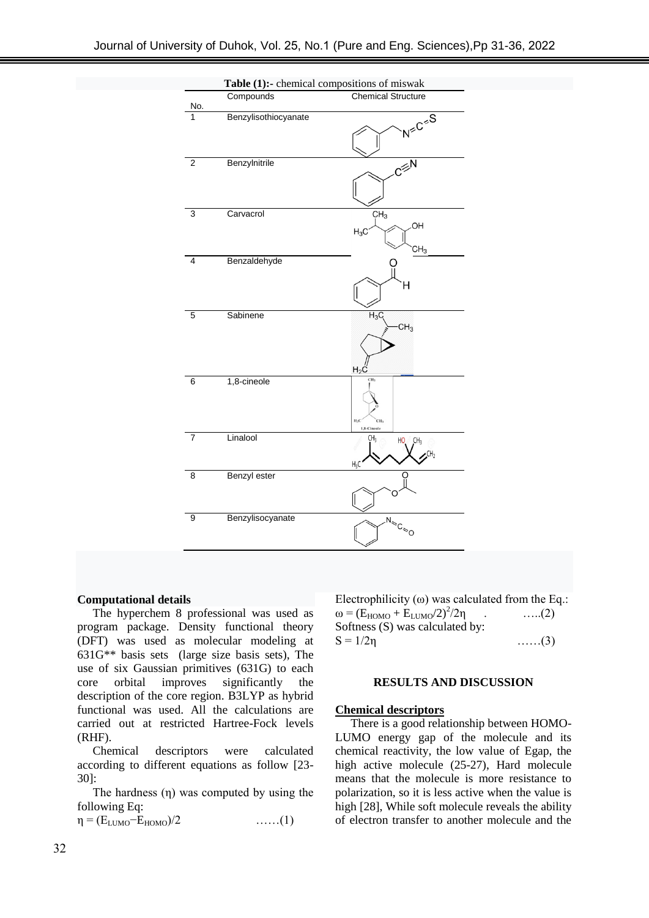**Table (1):-** chemical compositions of miswak

| No. | Compounds | Chemical Structure |
|---|---|---|
| 1 | Benzylisothiocyanate | |
| 2 | Benzylnitrile | |
| 3 | Carvacrol | |
| 4 | Benzaldehyde | |
| 5 | Sabinene | |
| 6 | 1,8-cineole | |
| 7 | Linalool | |
| 8 | Benzyl ester | |
| 9 | Benzylisocyanate | |

**Computational details**

The hyperchem 8 professional was used as program package. Density functional theory (DFT) was used as molecular modeling at 631G** basis sets (large size basis sets), The use of six Gaussian primitives (631G) to each core orbital improves significantly the description of the core region. B3LYP as hybrid functional was used. All the calculations are carried out at restricted Hartree-Fock levels (RHF).

Chemical descriptors were calculated according to different equations as follow [23-30]:

The hardness (η) was computed by using the following Eq:

$$\eta = (E_{LUMO} - E_{HOMO})/2 \quad \ldots\ldots(1)$$

Electrophilicity (ω) was calculated from the Eq.:

$$\omega = (E_{HOMO} + E_{LUMO}/2)^2/2\eta \quad \ldots\ldots(2)$$

Softness (S) was calculated by:

$$S = 1/2\eta \quad \ldots\ldots(3)$$

## RESULTS AND DISCUSSION

**Chemical descriptors**

There is a good relationship between HOMO-LUMO energy gap of the molecule and its chemical reactivity, the low value of Egap, the high active molecule (25-27), Hard molecule means that the molecule is more resistance to polarization, so it is less active when the value is high [28], While soft molecule reveals the ability of electron transfer to another molecule and the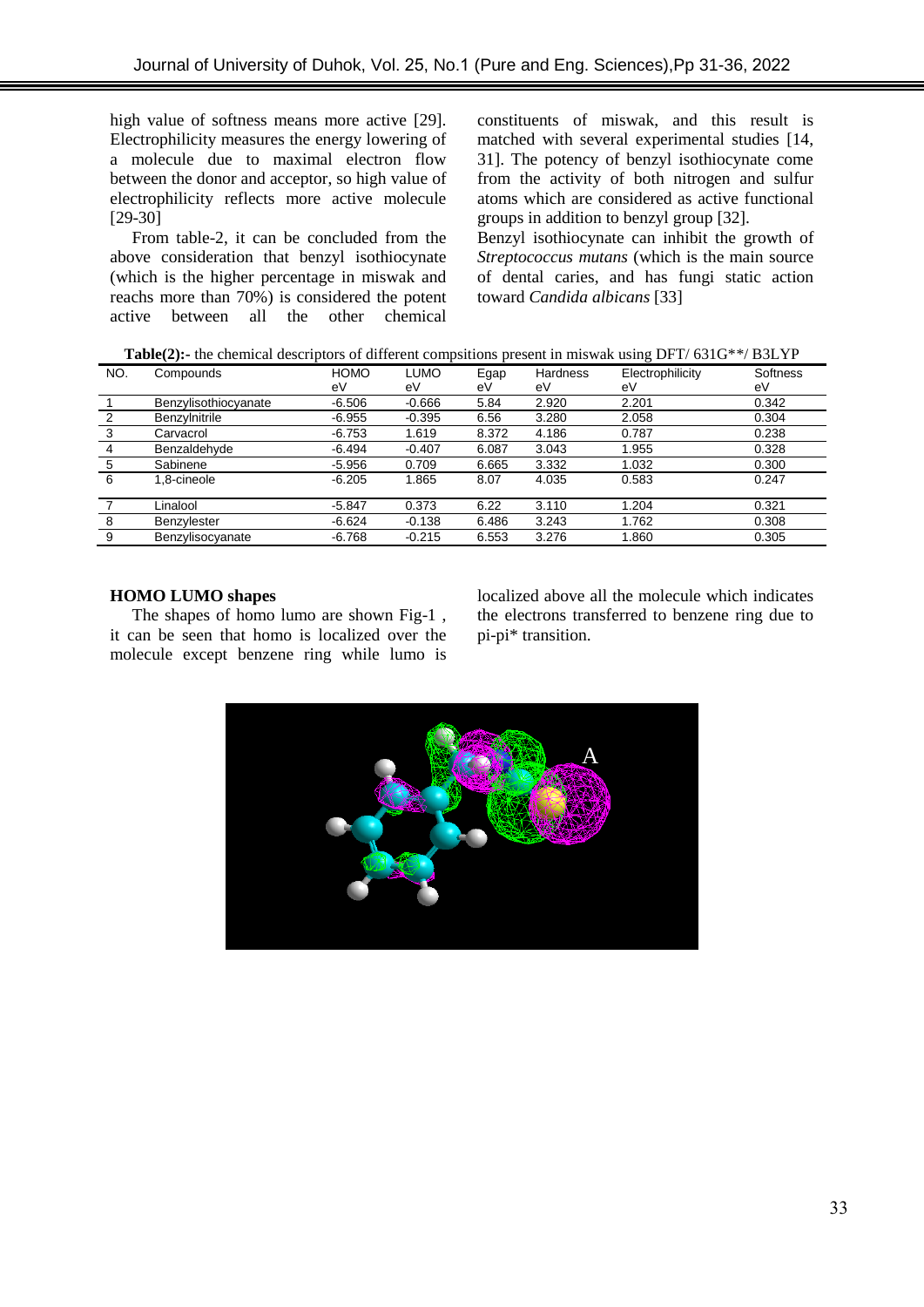high value of softness means more active [29]. Electrophilicity measures the energy lowering of a molecule due to maximal electron flow between the donor and acceptor, so high value of electrophilicity reflects more active molecule [29-30]

From table-2, it can be concluded from the above consideration that benzyl isothiocynate (which is the higher percentage in miswak and reachs more than 70%) is considered the potent active between all the other chemical constituents of miswak, and this result is matched with several experimental studies [14, 31]. The potency of benzyl isothiocynate come from the activity of both nitrogen and sulfur atoms which are considered as active functional groups in addition to benzyl group [32].

Benzyl isothiocynate can inhibit the growth of *Streptococcus mutans* (which is the main source of dental caries, and has fungi static action toward *Candida albicans* [33]

**Table(2):-** the chemical descriptors of different compsitions present in miswak using DFT/ 631G**/ B3LYP

| NO. | Compounds | HOMO eV | LUMO eV | Egap eV | Hardness | Electrophilicity eV | Softness eV |
|---|---|---|---|---|---|---|---|
| 1 | Benzylisothiocyanate | -6.506 | -0.666 | 5.84 | 2.920 | 2.201 | 0.342 |
| 2 | Benzylnitrile | -6.955 | -0.395 | 6.56 | 3.280 | 2.058 | 0.304 |
| 3 | Carvacrol | -6.753 | 1.619 | 8.372 | 4.186 | 0.787 | 0.238 |
| 4 | Benzaldehyde | -6.494 | -0.407 | 6.087 | 3.043 | 1.955 | 0.328 |
| 5 | Sabinene | -5.956 | 0.709 | 6.665 | 3.332 | 1.032 | 0.300 |
| 6 | 1,8-cineole | -6.205 | 1.865 | 8.07 | 4.035 | 0.583 | 0.247 |
| 7 | Linalool | -5.847 | 0.373 | 6.22 | 3.110 | 1.204 | 0.321 |
| 8 | Benzylester | -6.624 | -0.138 | 6.486 | 3.243 | 1.762 | 0.308 |
| 9 | Benzylisocyanate | -6.768 | -0.215 | 6.553 | 3.276 | 1.860 | 0.305 |

**HOMO LUMO shapes**

The shapes of homo lumo are shown Fig-1 , it can be seen that homo is localized over the molecule except benzene ring while lumo is localized above all the molecule which indicates the electrons transferred to benzene ring due to pi-pi* transition.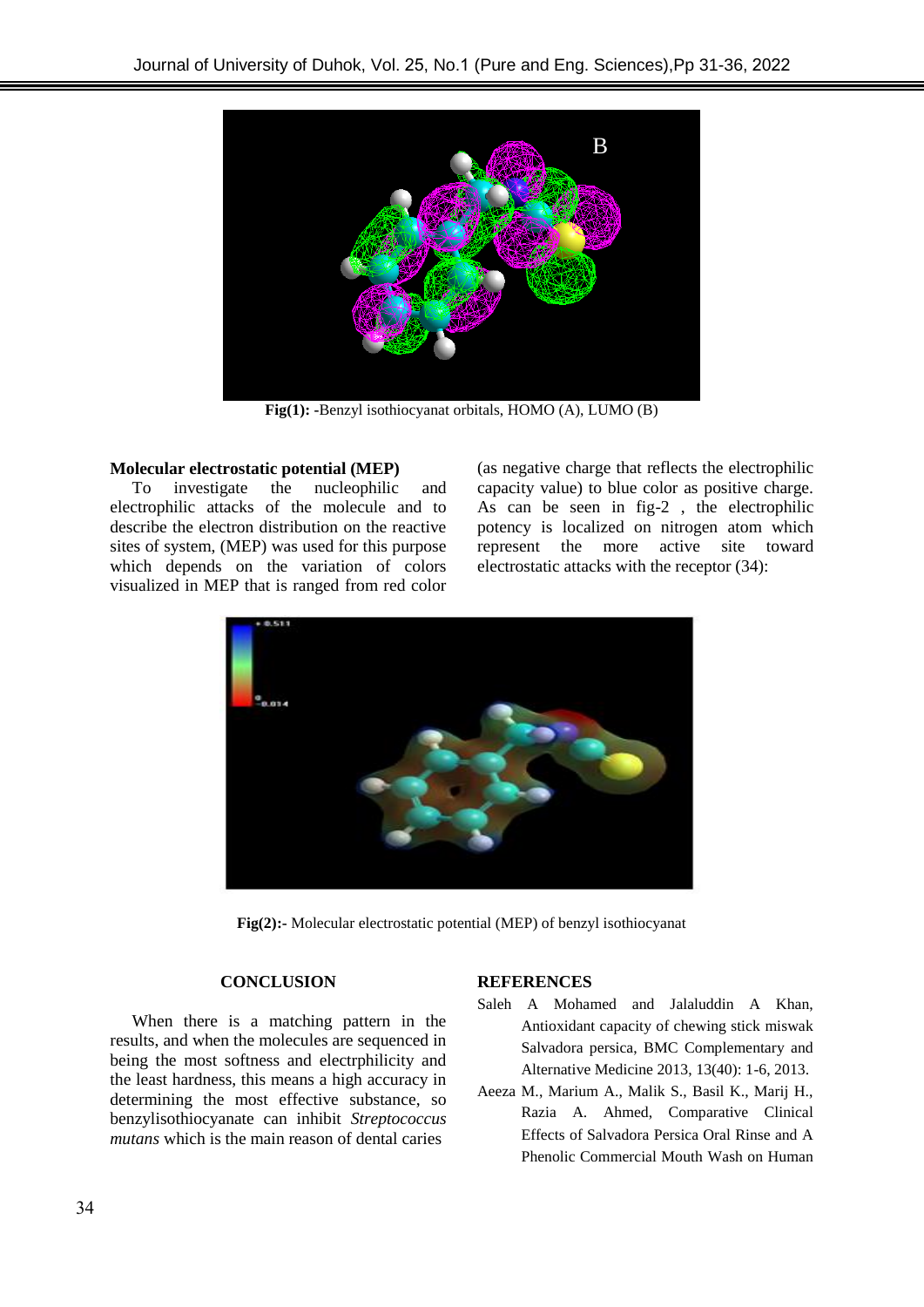Fig(1): -Benzyl isothiocyanat orbitals, HOMO (A), LUMO (B)

**Molecular electrostatic potential (MEP)**

To investigate the nucleophilic and electrophilic attacks of the molecule and to describe the electron distribution on the reactive sites of system, (MEP) was used for this purpose which depends on the variation of colors visualized in MEP that is ranged from red color (as negative charge that reflects the electrophilic capacity value) to blue color as positive charge. As can be seen in fig-2 , the electrophilic potency is localized on nitrogen atom which represent the more active site toward electrostatic attacks with the receptor (34):

**Fig(2):-** Molecular electrostatic potential (MEP) of benzyl isothiocyanat

## CONCLUSION

When there is a matching pattern in the results, and when the molecules are sequenced in being the most softness and electrphilicity and the least hardness, this means a high accuracy in determining the most effective substance, so benzylisothiocyanate can inhibit *Streptococcus mutans* which is the main reason of dental caries

## REFERENCES

Saleh A Mohamed and Jalaluddin A Khan, Antioxidant capacity of chewing stick miswak Salvadora persica, BMC Complementary and Alternative Medicine 2013, 13(40): 1-6, 2013.

Aeeza M., Marium A., Malik S., Basil K., Marij H., Razia A. Ahmed, Comparative Clinical Effects of Salvadora Persica Oral Rinse and A Phenolic Commercial Mouth Wash on Human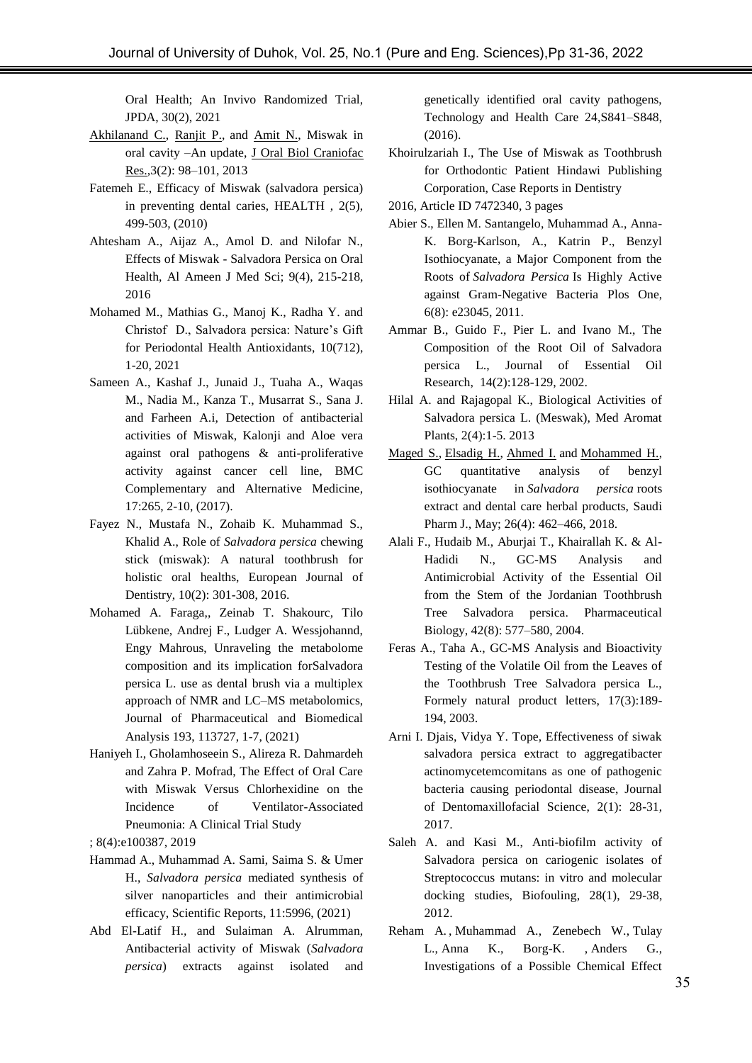Oral Health; An Invivo Randomized Trial, JPDA, 30(2), 2021

Akhilanand C., Ranjit P., and Amit N., Miswak in oral cavity –An update, J Oral Biol Craniofac Res.,3(2): 98–101, 2013

Fatemeh E., Efficacy of Miswak (salvadora persica) in preventing dental caries, HEALTH , 2(5), 499-503, (2010)

Ahtesham A., Aijaz A., Amol D. and Nilofar N., Effects of Miswak - Salvadora Persica on Oral Health, Al Ameen J Med Sci; 9(4), 215-218, 2016

Mohamed M., Mathias G., Manoj K., Radha Y. and Christof D., Salvadora persica: Nature's Gift for Periodontal Health Antioxidants, 10(712), 1-20, 2021

Sameen A., Kashaf J., Junaid J., Tuaha A., Waqas M., Nadia M., Kanza T., Musarrat S., Sana J. and Farheen A.i, Detection of antibacterial activities of Miswak, Kalonji and Aloe vera against oral pathogens & anti-proliferative activity against cancer cell line, BMC Complementary and Alternative Medicine, 17:265, 2-10, (2017).

Fayez N., Mustafa N., Zohaib K. Muhammad S., Khalid A., Role of *Salvadora persica* chewing stick (miswak): A natural toothbrush for holistic oral healths, European Journal of Dentistry, 10(2): 301-308, 2016.

Mohamed A. Faraga,, Zeinab T. Shakourc, Tilo Lübkene, Andrej F., Ludger A. Wessjohannd, Engy Mahrous, Unraveling the metabolome composition and its implication forSalvadora persica L. use as dental brush via a multiplex approach of NMR and LC–MS metabolomics, Journal of Pharmaceutical and Biomedical Analysis 193, 113727, 1-7, (2021)

Haniyeh I., Gholamhoseein S., Alireza R. Dahmardeh and Zahra P. Mofrad, The Effect of Oral Care with Miswak Versus Chlorhexidine on the Incidence of Ventilator-Associated Pneumonia: A Clinical Trial Study

; 8(4):e100387, 2019

Hammad A., Muhammad A. Sami, Saima S. & Umer H., *Salvadora persica* mediated synthesis of silver nanoparticles and their antimicrobial efficacy, Scientific Reports, 11:5996, (2021)

Abd El-Latif H., and Sulaiman A. Alrumman, Antibacterial activity of Miswak (*Salvadora persica*) extracts against isolated and genetically identified oral cavity pathogens, Technology and Health Care 24,S841–S848, (2016).

Khoirulzariah I., The Use of Miswak as Toothbrush for Orthodontic Patient Hindawi Publishing Corporation, Case Reports in Dentistry

2016, Article ID 7472340, 3 pages

Abier S., Ellen M. Santangelo, Muhammad A., Anna-K. Borg-Karlson, A., Katrin P., Benzyl Isothiocyanate, a Major Component from the Roots of *Salvadora Persica* Is Highly Active against Gram-Negative Bacteria Plos One, 6(8): e23045, 2011.

Ammar B., Guido F., Pier L. and Ivano M., The Composition of the Root Oil of Salvadora persica L., Journal of Essential Oil Research, 14(2):128-129, 2002.

Hilal A. and Rajagopal K., Biological Activities of Salvadora persica L. (Meswak), Med Aromat Plants, 2(4):1-5. 2013

Maged S., Elsadig H., Ahmed I. and Mohammed H., GC quantitative analysis of benzyl isothiocyanate in *Salvadora persica* roots extract and dental care herbal products, Saudi Pharm J., May; 26(4): 462–466, 2018.

Alali F., Hudaib M., Aburjai T., Khairallah K. & Al-Hadidi N., GC-MS Analysis and Antimicrobial Activity of the Essential Oil from the Stem of the Jordanian Toothbrush Tree Salvadora persica. Pharmaceutical Biology, 42(8): 577–580, 2004.

Feras A., Taha A., GC-MS Analysis and Bioactivity Testing of the Volatile Oil from the Leaves of the Toothbrush Tree Salvadora persica L., Formely natural product letters, 17(3):189-194, 2003.

Arni I. Djais, Vidya Y. Tope, Effectiveness of siwak salvadora persica extract to aggregatibacter actinomycetemcomitans as one of pathogenic bacteria causing periodontal disease, Journal of Dentomaxillofacial Science, 2(1): 28-31, 2017.

Saleh A. and Kasi M., Anti-biofilm activity of Salvadora persica on cariogenic isolates of Streptococcus mutans: in vitro and molecular docking studies, Biofouling, 28(1), 29-38, 2012.

Reham A. , Muhammad A., Zenebech W., Tulay L., Anna K., Borg-K. , Anders G., Investigations of a Possible Chemical Effect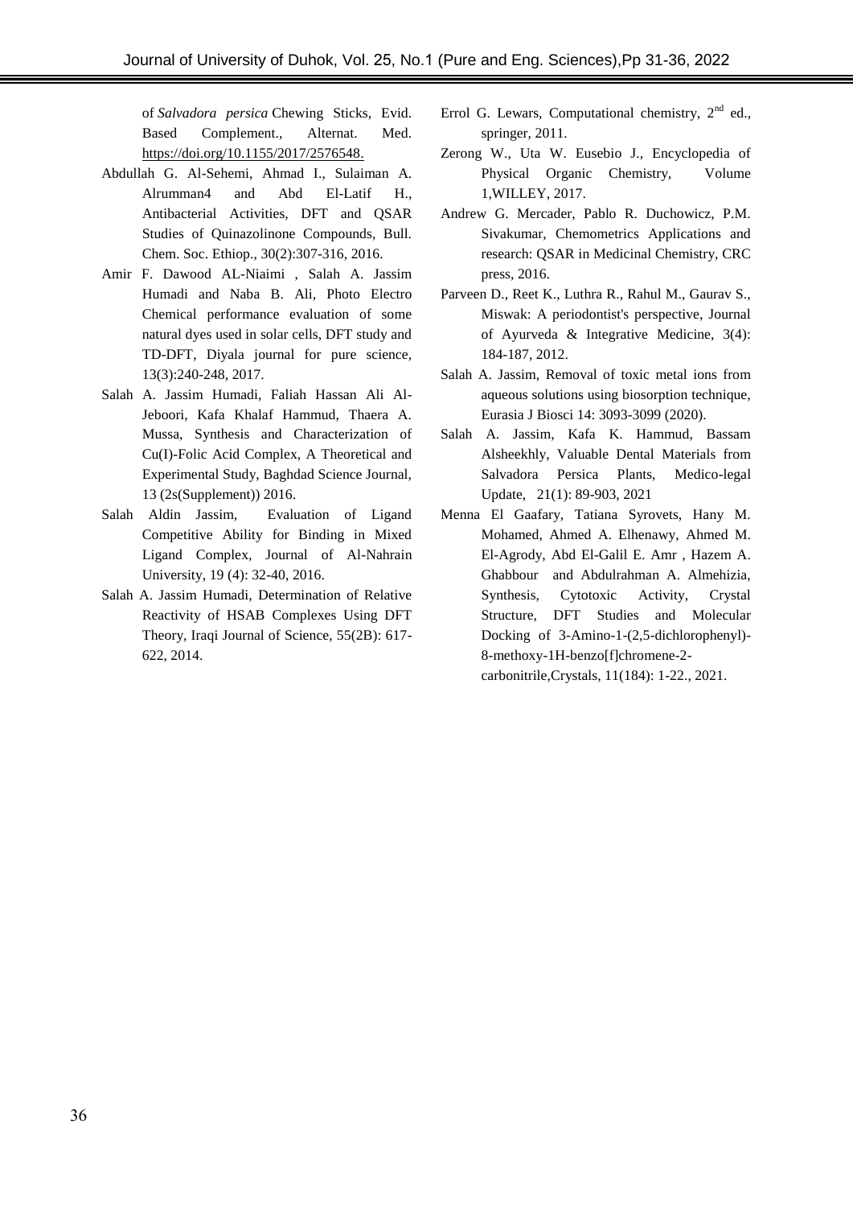of *Salvadora persica* Chewing Sticks, Evid. Based Complement., Alternat. Med. https://doi.org/10.1155/2017/2576548.

Abdullah G. Al-Sehemi, Ahmad I., Sulaiman A. Alrumman4 and Abd El-Latif H., Antibacterial Activities, DFT and QSAR Studies of Quinazolinone Compounds, Bull. Chem. Soc. Ethiop., 30(2):307-316, 2016.

Amir F. Dawood AL-Niaimi , Salah A. Jassim Humadi and Naba B. Ali, Photo Electro Chemical performance evaluation of some natural dyes used in solar cells, DFT study and TD-DFT, Diyala journal for pure science, 13(3):240-248, 2017.

Salah A. Jassim Humadi, Faliah Hassan Ali Al-Jeboori, Kafa Khalaf Hammud, Thaera A. Mussa, Synthesis and Characterization of Cu(I)-Folic Acid Complex, A Theoretical and Experimental Study, Baghdad Science Journal, 13 (2s(Supplement)) 2016.

Salah Aldin Jassim, Evaluation of Ligand Competitive Ability for Binding in Mixed Ligand Complex, Journal of Al-Nahrain University, 19 (4): 32-40, 2016.

Salah A. Jassim Humadi, Determination of Relative Reactivity of HSAB Complexes Using DFT Theory, Iraqi Journal of Science, 55(2B): 617-622, 2014.

Errol G. Lewars, Computational chemistry, 2nd ed., springer, 2011.

Zerong W., Uta W. Eusebio J., Encyclopedia of Physical Organic Chemistry, Volume 1,WILLEY, 2017.

Andrew G. Mercader, Pablo R. Duchowicz, P.M. Sivakumar, Chemometrics Applications and research: QSAR in Medicinal Chemistry, CRC press, 2016.

Parveen D., Reet K., Luthra R., Rahul M., Gaurav S., Miswak: A periodontist's perspective, Journal of Ayurveda & Integrative Medicine, 3(4): 184-187, 2012.

Salah A. Jassim, Removal of toxic metal ions from aqueous solutions using biosorption technique, Eurasia J Biosci 14: 3093-3099 (2020).

Salah A. Jassim, Kafa K. Hammud, Bassam Alsheekhly, Valuable Dental Materials from Salvadora Persica Plants, Medico-legal Update, 21(1): 89-903, 2021

Menna El Gaafary, Tatiana Syrovets, Hany M. Mohamed, Ahmed A. Elhenawy, Ahmed M. El-Agrody, Abd El-Galil E. Amr , Hazem A. Ghabbour and Abdulrahman A. Almehizia, Synthesis, Cytotoxic Activity, Crystal Structure, DFT Studies and Molecular Docking of 3-Amino-1-(2,5-dichlorophenyl)-8-methoxy-1H-benzo[f]chromene-2-carbonitrile,Crystals, 11(184): 1-22., 2021.